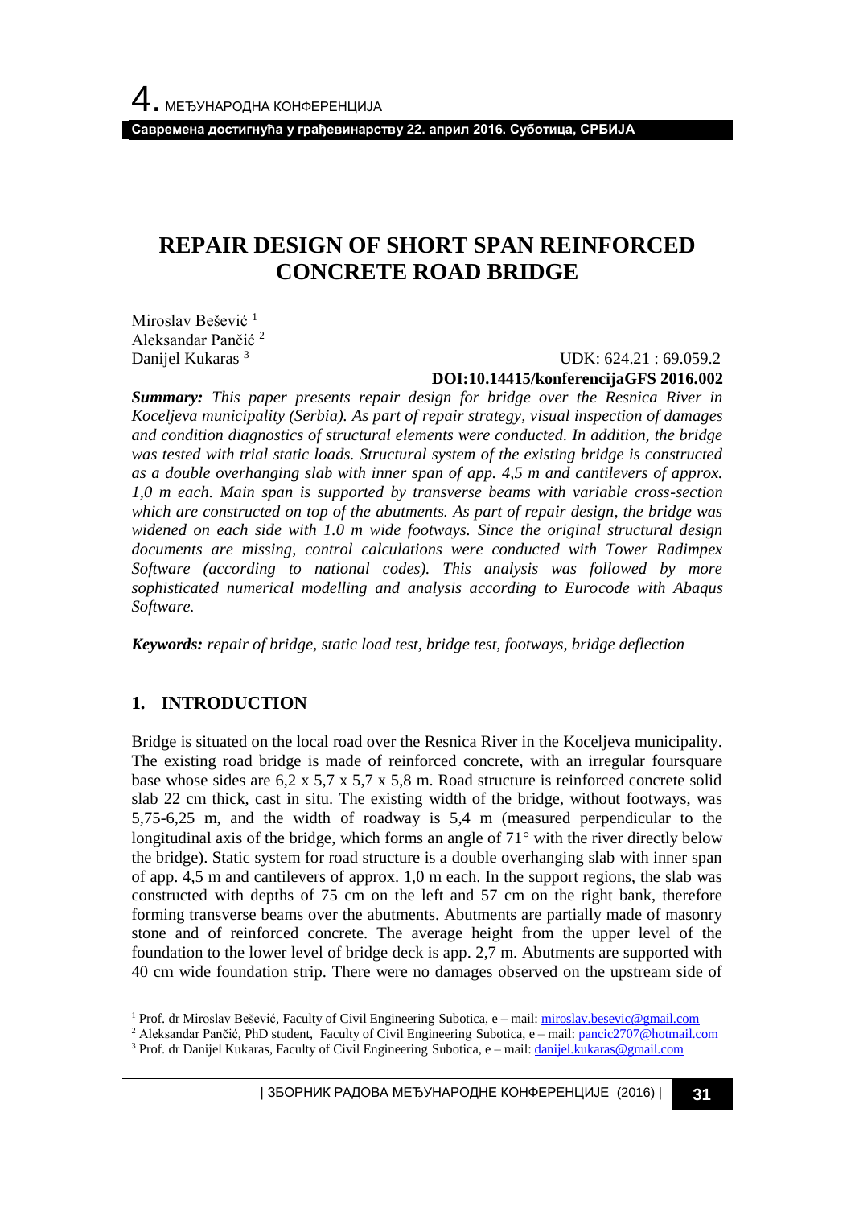# REPAIR DESIGN OF SHORT SPAN REINFORCED CONCRETE ROAD BRIDGE

Miroslav Bešević [1]
Aleksandar Pančić [2]
Danijel Kukaras [3]

UDK: 624.21 : 69.059.2
**DOI:10.14415/konferencijaGFS 2016.002**

***Summary:*** *This paper presents repair design for bridge over the Resnica River in Koceljeva municipality (Serbia). As part of repair strategy, visual inspection of damages and condition diagnostics of structural elements were conducted. In addition, the bridge was tested with trial static loads. Structural system of the existing bridge is constructed as a double overhanging slab with inner span of app. 4,5 m and cantilevers of approx. 1,0 m each. Main span is supported by transverse beams with variable cross-section which are constructed on top of the abutments. As part of repair design, the bridge was widened on each side with 1.0 m wide footways. Since the original structural design documents are missing, control calculations were conducted with Tower Radimpex Software (according to national codes). This analysis was followed by more sophisticated numerical modelling and analysis according to Eurocode with Abaqus Software.*

***Keywords:*** *repair of bridge, static load test, bridge test, footways, bridge deflection*

## 1. INTRODUCTION

Bridge is situated on the local road over the Resnica River in the Koceljeva municipality. The existing road bridge is made of reinforced concrete, with an irregular foursquare base whose sides are 6,2 x 5,7 x 5,7 x 5,8 m. Road structure is reinforced concrete solid slab 22 cm thick, cast in situ. The existing width of the bridge, without footways, was 5,75-6,25 m, and the width of roadway is 5,4 m (measured perpendicular to the longitudinal axis of the bridge, which forms an angle of 71° with the river directly below the bridge). Static system for road structure is a double overhanging slab with inner span of app. 4,5 m and cantilevers of approx. 1,0 m each. In the support regions, the slab was constructed with depths of 75 cm on the left and 57 cm on the right bank, therefore forming transverse beams over the abutments. Abutments are partially made of masonry stone and of reinforced concrete. The average height from the upper level of the foundation to the lower level of bridge deck is app. 2,7 m. Abutments are supported with 40 cm wide foundation strip. There were no damages observed on the upstream side of

---

[1] Prof. dr Miroslav Bešević, Faculty of Civil Engineering Subotica, e – mail: miroslav.besevic@gmail.com

[2] Aleksandar Pančić, PhD student, Faculty of Civil Engineering Subotica, e – mail: pancic2707@hotmail.com

[3] Prof. dr Danijel Kukaras, Faculty of Civil Engineering Subotica, e – mail: danijel.kukaras@gmail.com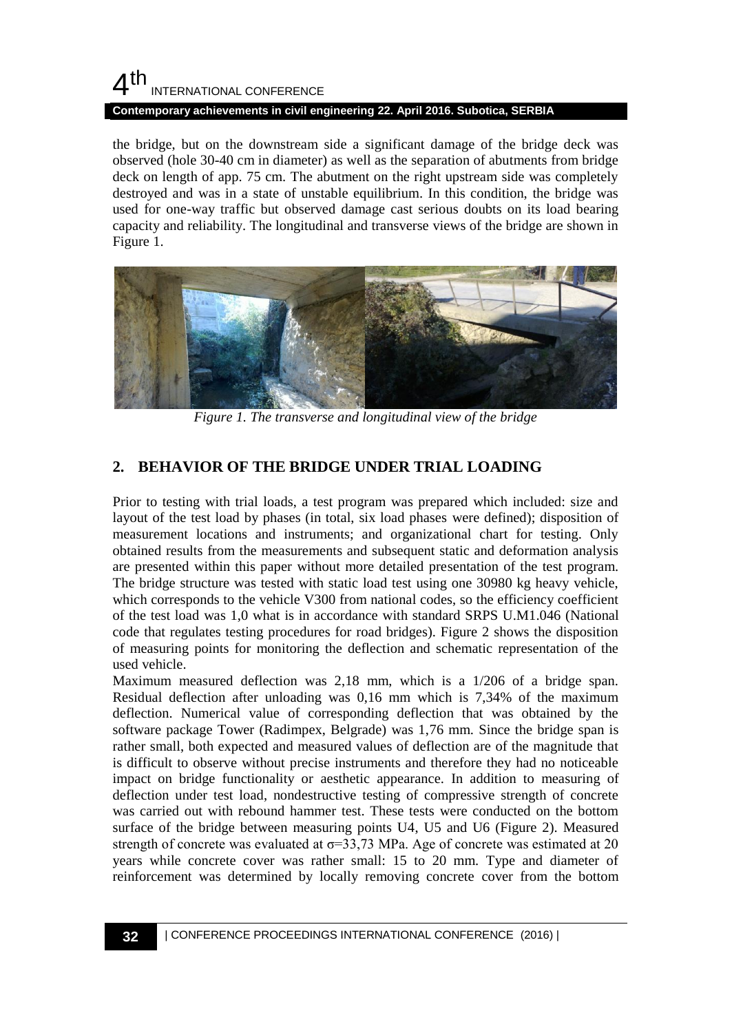the bridge, but on the downstream side a significant damage of the bridge deck was observed (hole 30-40 cm in diameter) as well as the separation of abutments from bridge deck on length of app. 75 cm. The abutment on the right upstream side was completely destroyed and was in a state of unstable equilibrium. In this condition, the bridge was used for one-way traffic but observed damage cast serious doubts on its load bearing capacity and reliability. The longitudinal and transverse views of the bridge are shown in Figure 1.

*Figure 1. The transverse and longitudinal view of the bridge*

## 2. BEHAVIOR OF THE BRIDGE UNDER TRIAL LOADING

Prior to testing with trial loads, a test program was prepared which included: size and layout of the test load by phases (in total, six load phases were defined); disposition of measurement locations and instruments; and organizational chart for testing. Only obtained results from the measurements and subsequent static and deformation analysis are presented within this paper without more detailed presentation of the test program. The bridge structure was tested with static load test using one 30980 kg heavy vehicle, which corresponds to the vehicle V300 from national codes, so the efficiency coefficient of the test load was 1,0 what is in accordance with standard SRPS U.M1.046 (National code that regulates testing procedures for road bridges). Figure 2 shows the disposition of measuring points for monitoring the deflection and schematic representation of the used vehicle.

Maximum measured deflection was 2,18 mm, which is a 1/206 of a bridge span. Residual deflection after unloading was 0,16 mm which is 7,34% of the maximum deflection. Numerical value of corresponding deflection that was obtained by the software package Tower (Radimpex, Belgrade) was 1,76 mm. Since the bridge span is rather small, both expected and measured values of deflection are of the magnitude that is difficult to observe without precise instruments and therefore they had no noticeable impact on bridge functionality or aesthetic appearance. In addition to measuring of deflection under test load, nondestructive testing of compressive strength of concrete was carried out with rebound hammer test. These tests were conducted on the bottom surface of the bridge between measuring points U4, U5 and U6 (Figure 2). Measured strength of concrete was evaluated at $\sigma$=33,73 MPa. Age of concrete was estimated at 20 years while concrete cover was rather small: 15 to 20 mm. Type and diameter of reinforcement was determined by locally removing concrete cover from the bottom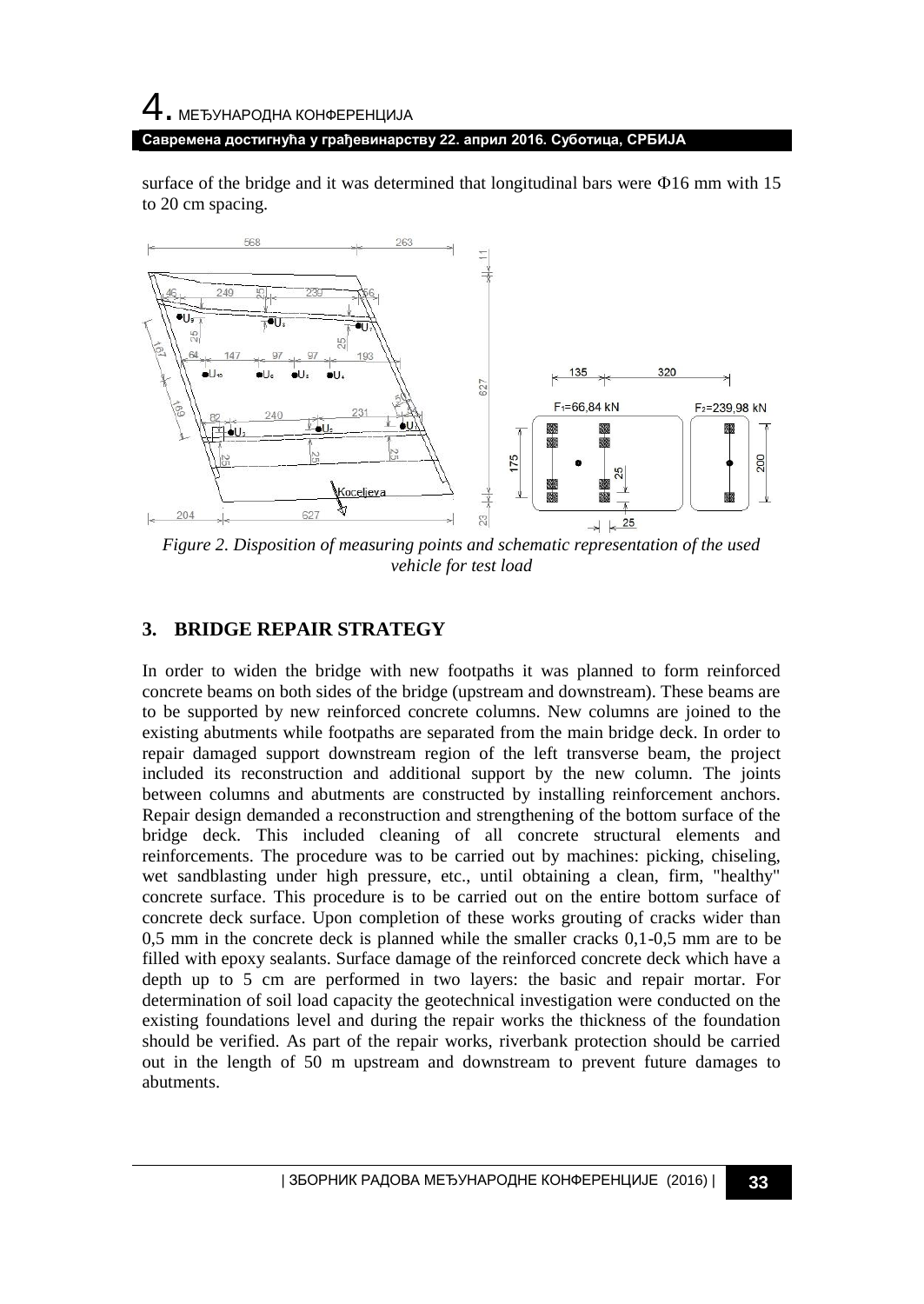surface of the bridge and it was determined that longitudinal bars were Φ16 mm with 15 to 20 cm spacing.

*Figure 2. Disposition of measuring points and schematic representation of the used vehicle for test load*

## 3. BRIDGE REPAIR STRATEGY

In order to widen the bridge with new footpaths it was planned to form reinforced concrete beams on both sides of the bridge (upstream and downstream). These beams are to be supported by new reinforced concrete columns. New columns are joined to the existing abutments while footpaths are separated from the main bridge deck. In order to repair damaged support downstream region of the left transverse beam, the project included its reconstruction and additional support by the new column. The joints between columns and abutments are constructed by installing reinforcement anchors. Repair design demanded a reconstruction and strengthening of the bottom surface of the bridge deck. This included cleaning of all concrete structural elements and reinforcements. The procedure was to be carried out by machines: picking, chiseling, wet sandblasting under high pressure, etc., until obtaining a clean, firm, "healthy" concrete surface. This procedure is to be carried out on the entire bottom surface of concrete deck surface. Upon completion of these works grouting of cracks wider than 0,5 mm in the concrete deck is planned while the smaller cracks 0,1-0,5 mm are to be filled with epoxy sealants. Surface damage of the reinforced concrete deck which have a depth up to 5 cm are performed in two layers: the basic and repair mortar. For determination of soil load capacity the geotechnical investigation were conducted on the existing foundations level and during the repair works the thickness of the foundation should be verified. As part of the repair works, riverbank protection should be carried out in the length of 50 m upstream and downstream to prevent future damages to abutments.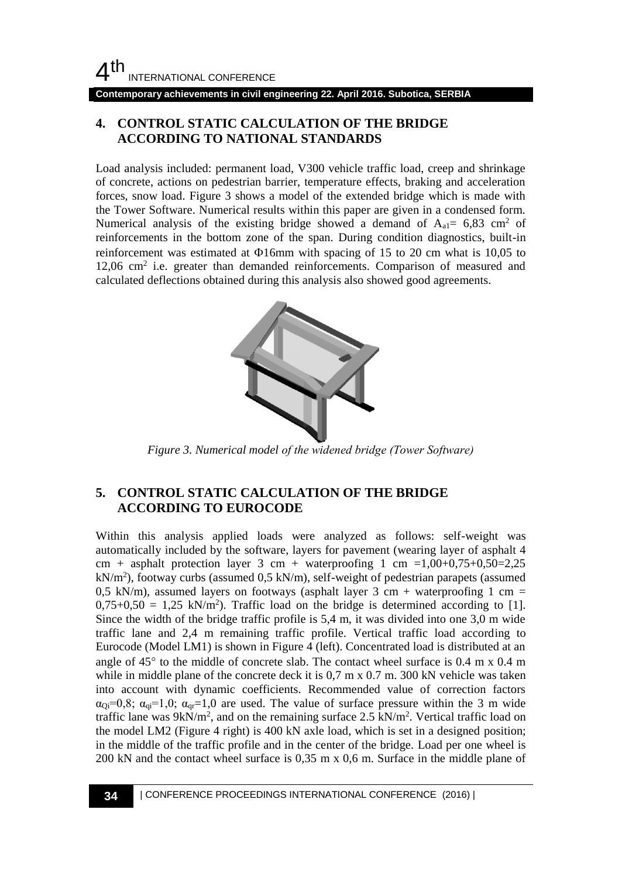## 4. CONTROL STATIC CALCULATION OF THE BRIDGE ACCORDING TO NATIONAL STANDARDS

Load analysis included: permanent load, V300 vehicle traffic load, creep and shrinkage of concrete, actions on pedestrian barrier, temperature effects, braking and acceleration forces, snow load. Figure 3 shows a model of the extended bridge which is made with the Tower Software. Numerical results within this paper are given in a condensed form. Numerical analysis of the existing bridge showed a demand of $A_{a1}$= 6,83 cm$^2$ of reinforcements in the bottom zone of the span. During condition diagnostics, built-in reinforcement was estimated at Φ16mm with spacing of 15 to 20 cm what is 10,05 to 12,06 cm$^2$ i.e. greater than demanded reinforcements. Comparison of measured and calculated deflections obtained during this analysis also showed good agreements.

*Figure 3. Numerical model of the widened bridge (Tower Software)*

## 5. CONTROL STATIC CALCULATION OF THE BRIDGE ACCORDING TO EUROCODE

Within this analysis applied loads were analyzed as follows: self-weight was automatically included by the software, layers for pavement (wearing layer of asphalt 4 cm + asphalt protection layer 3 cm + waterproofing 1 cm =1,00+0,75+0,50=2,25 kN/m$^2$), footway curbs (assumed 0,5 kN/m), self-weight of pedestrian parapets (assumed 0,5 kN/m), assumed layers on footways (asphalt layer 3 cm + waterproofing 1 cm = 0,75+0,50 = 1,25 kN/m$^2$). Traffic load on the bridge is determined according to [1]. Since the width of the bridge traffic profile is 5,4 m, it was divided into one 3,0 m wide traffic lane and 2,4 m remaining traffic profile. Vertical traffic load according to Eurocode (Model LM1) is shown in Figure 4 (left). Concentrated load is distributed at an angle of 45° to the middle of concrete slab. The contact wheel surface is 0.4 m x 0.4 m while in middle plane of the concrete deck it is 0,7 m x 0.7 m. 300 kN vehicle was taken into account with dynamic coefficients. Recommended value of correction factors $\alpha_{Qi}$=0,8; $\alpha_{qi}$=1,0; $\alpha_{qr}$=1,0 are used. The value of surface pressure within the 3 m wide traffic lane was 9kN/m$^2$, and on the remaining surface 2.5 kN/m$^2$. Vertical traffic load on the model LM2 (Figure 4 right) is 400 kN axle load, which is set in a designed position; in the middle of the traffic profile and in the center of the bridge. Load per one wheel is 200 kN and the contact wheel surface is 0,35 m x 0,6 m. Surface in the middle plane of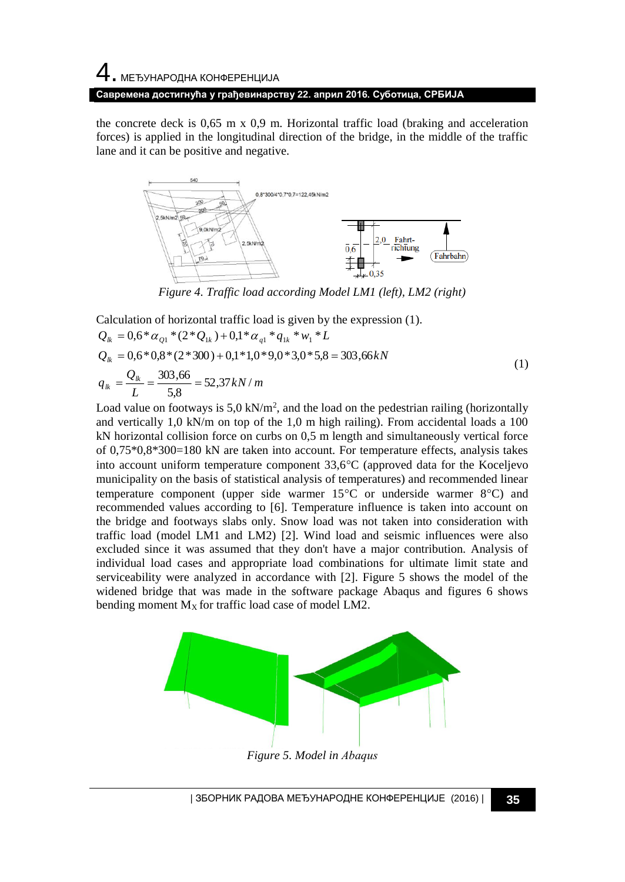the concrete deck is 0,65 m x 0,9 m. Horizontal traffic load (braking and acceleration forces) is applied in the longitudinal direction of the bridge, in the middle of the traffic lane and it can be positive and negative.

*Figure 4. Traffic load according Model LM1 (left), LM2 (right)*

Calculation of horizontal traffic load is given by the expression (1).

$$Q_{lk} = 0{,}6 * \alpha_{Q1} * (2 * Q_{1k}) + 0{,}1 * \alpha_{q1} * q_{1k} * w_1 * L$$
$$Q_{lk} = 0{,}6 * 0{,}8 * (2 * 300) + 0{,}1 * 1{,}0 * 9{,}0 * 3{,}0 * 5{,}8 = 303{,}66\,kN \tag{1}$$
$$q_{lk} = \frac{Q_{lk}}{L} = \frac{303{,}66}{5{,}8} = 52{,}37\,kN/m$$

Load value on footways is 5,0 kN/m$^2$, and the load on the pedestrian railing (horizontally and vertically 1,0 kN/m on top of the 1,0 m high railing). From accidental loads a 100 kN horizontal collision force on curbs on 0,5 m length and simultaneously vertical force of 0,75*0,8*300=180 kN are taken into account. For temperature effects, analysis takes into account uniform temperature component 33,6°C (approved data for the Koceljevo municipality on the basis of statistical analysis of temperatures) and recommended linear temperature component (upper side warmer 15°C or underside warmer 8°C) and recommended values according to [6]. Temperature influence is taken into account on the bridge and footways slabs only. Snow load was not taken into consideration with traffic load (model LM1 and LM2) [2]. Wind load and seismic influences were also excluded since it was assumed that they don't have a major contribution. Analysis of individual load cases and appropriate load combinations for ultimate limit state and serviceability were analyzed in accordance with [2]. Figure 5 shows the model of the widened bridge that was made in the software package Abaqus and figures 6 shows bending moment $M_X$ for traffic load case of model LM2.

*Figure 5. Model in Abaqus*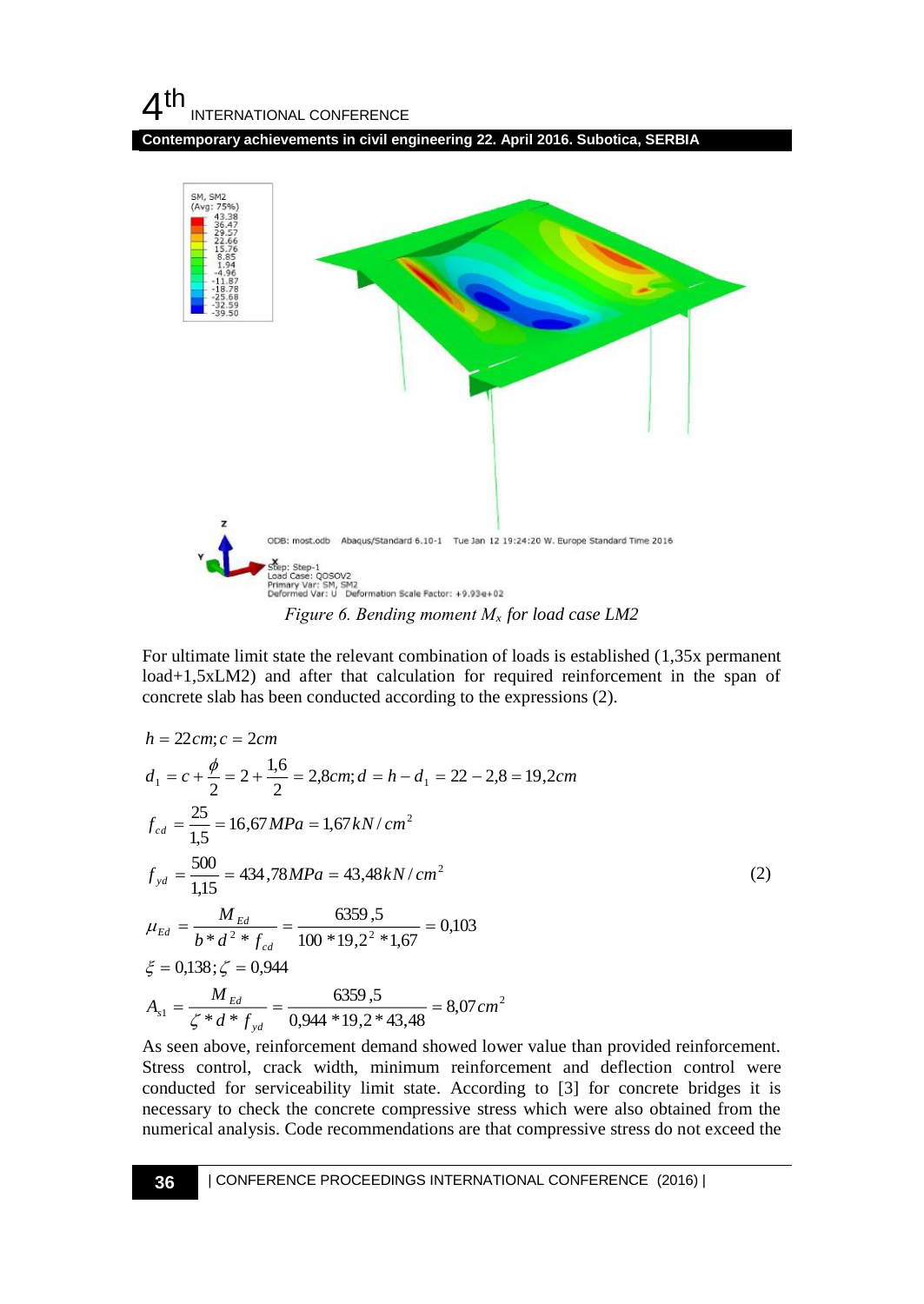Figure 6. Bending moment $M_x$ for load case LM2

For ultimate limit state the relevant combination of loads is established (1,35x permanent load+1,5xLM2) and after that calculation for required reinforcement in the span of concrete slab has been conducted according to the expressions (2).

$$
\begin{aligned}
& h = 22cm; c = 2cm \\
& d_1 = c + \frac{\phi}{2} = 2 + \frac{1{,}6}{2} = 2{,}8cm; d = h - d_1 = 22 - 2{,}8 = 19{,}2cm \\
& f_{cd} = \frac{25}{1{,}5} = 16{,}67\,MPa = 1{,}67\,kN/cm^2 \\
& f_{yd} = \frac{500}{1{,}15} = 434{,}78\,MPa = 43{,}48\,kN/cm^2 \\
& \mu_{Ed} = \frac{M_{Ed}}{b * d^2 * f_{cd}} = \frac{6359{,}5}{100 * 19{,}2^2 * 1{,}67} = 0{,}103 \\
& \xi = 0{,}138; \zeta = 0{,}944 \\
& A_{s1} = \frac{M_{Ed}}{\zeta * d * f_{yd}} = \frac{6359{,}5}{0{,}944 * 19{,}2 * 43{,}48} = 8{,}07\,cm^2
\end{aligned}
\tag{2}
$$

As seen above, reinforcement demand showed lower value than provided reinforcement. Stress control, crack width, minimum reinforcement and deflection control were conducted for serviceability limit state. According to [3] for concrete bridges it is necessary to check the concrete compressive stress which were also obtained from the numerical analysis. Code recommendations are that compressive stress do not exceed the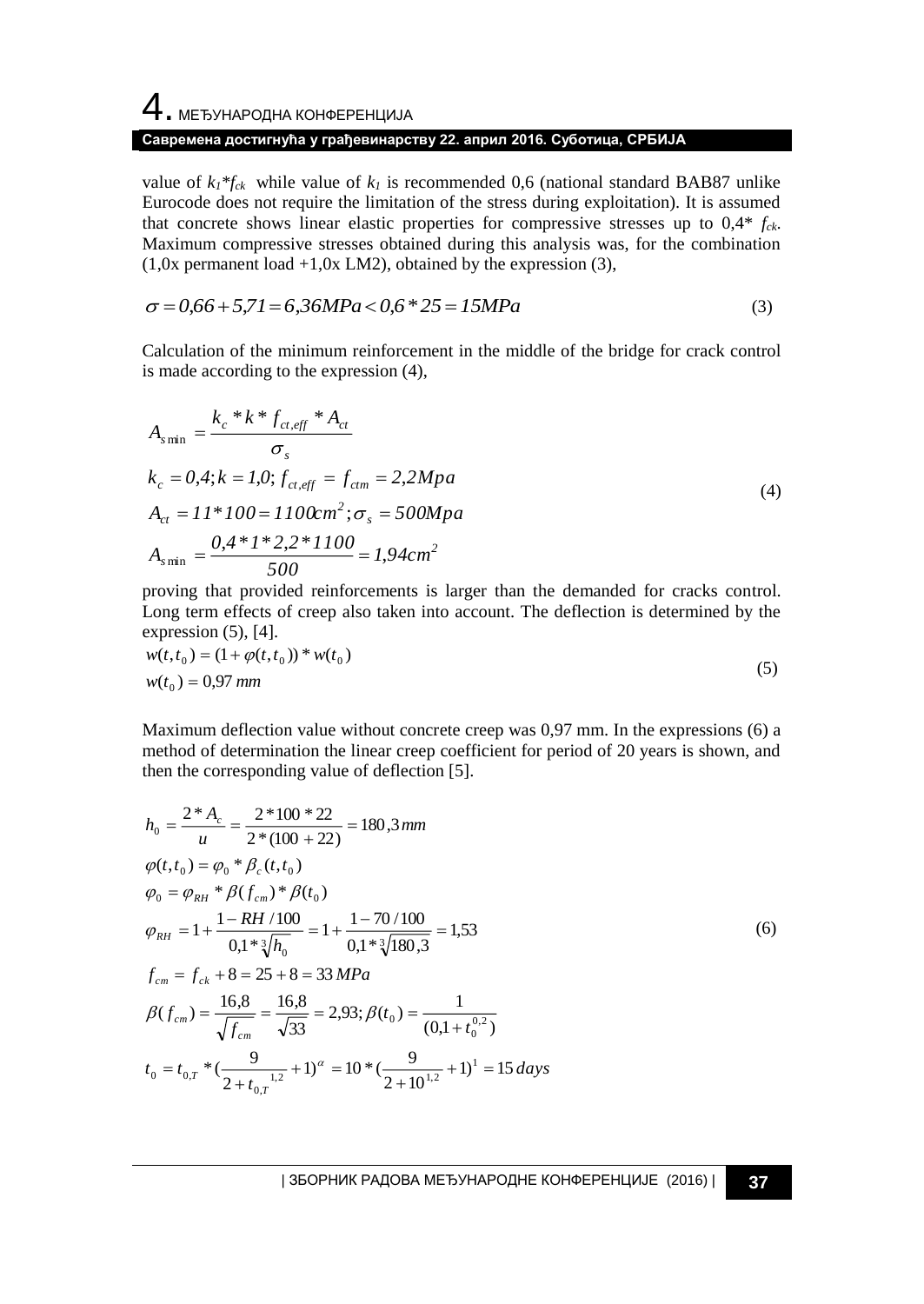value of $k_1*f_{ck}$ while value of $k_1$ is recommended 0,6 (national standard BAB87 unlike Eurocode does not require the limitation of the stress during exploitation). It is assumed that concrete shows linear elastic properties for compressive stresses up to $0,4*f_{ck}$. Maximum compressive stresses obtained during this analysis was, for the combination (1,0x permanent load +1,0x LM2), obtained by the expression (3),

$$\sigma = 0{,}66 + 5{,}71 = 6{,}36MPa < 0{,}6*25 = 15MPa \tag{3}$$

Calculation of the minimum reinforcement in the middle of the bridge for crack control is made according to the expression (4),

$$\begin{aligned}
A_{s\min} &= \frac{k_c * k * f_{ct,eff} * A_{ct}}{\sigma_s} \\
k_c &= 0{,}4; k = 1{,}0; f_{ct,eff} = f_{ctm} = 2{,}2Mpa \\
A_{ct} &= 11*100 = 1100cm^2; \sigma_s = 500Mpa \\
A_{s\min} &= \frac{0{,}4*1*2{,}2*1100}{500} = 1{,}94cm^2
\end{aligned} \tag{4}$$

proving that provided reinforcements is larger than the demanded for cracks control. Long term effects of creep also taken into account. The deflection is determined by the expression (5), [4].

$$\begin{aligned}
w(t,t_0) &= (1+\varphi(t,t_0)) * w(t_0) \\
w(t_0) &= 0{,}97\ mm
\end{aligned} \tag{5}$$

Maximum deflection value without concrete creep was 0,97 mm. In the expressions (6) a method of determination the linear creep coefficient for period of 20 years is shown, and then the corresponding value of deflection [5].

$$\begin{aligned}
h_0 &= \frac{2*A_c}{u} = \frac{2*100*22}{2*(100+22)} = 180{,}3\,mm \\
\varphi(t,t_0) &= \varphi_0 * \beta_c(t,t_0) \\
\varphi_0 &= \varphi_{RH} * \beta(f_{cm}) * \beta(t_0) \\
\varphi_{RH} &= 1 + \frac{1 - RH/100}{0{,}1*\sqrt[3]{h_0}} = 1 + \frac{1 - 70/100}{0{,}1*\sqrt[3]{180{,}3}} = 1{,}53 \\
f_{cm} &= f_{ck} + 8 = 25 + 8 = 33\,MPa \\
\beta(f_{cm}) &= \frac{16{,}8}{\sqrt{f_{cm}}} = \frac{16{,}8}{\sqrt{33}} = 2{,}93; \beta(t_0) = \frac{1}{(0{,}1 + t_0^{0{,}2})} \\
t_0 &= t_{0,T} * \left(\frac{9}{2 + t_{0,T}^{\,1{,}2}} + 1\right)^{\alpha} = 10*\left(\frac{9}{2+10^{1{,}2}} + 1\right)^{1} = 15\,days
\end{aligned} \tag{6}$$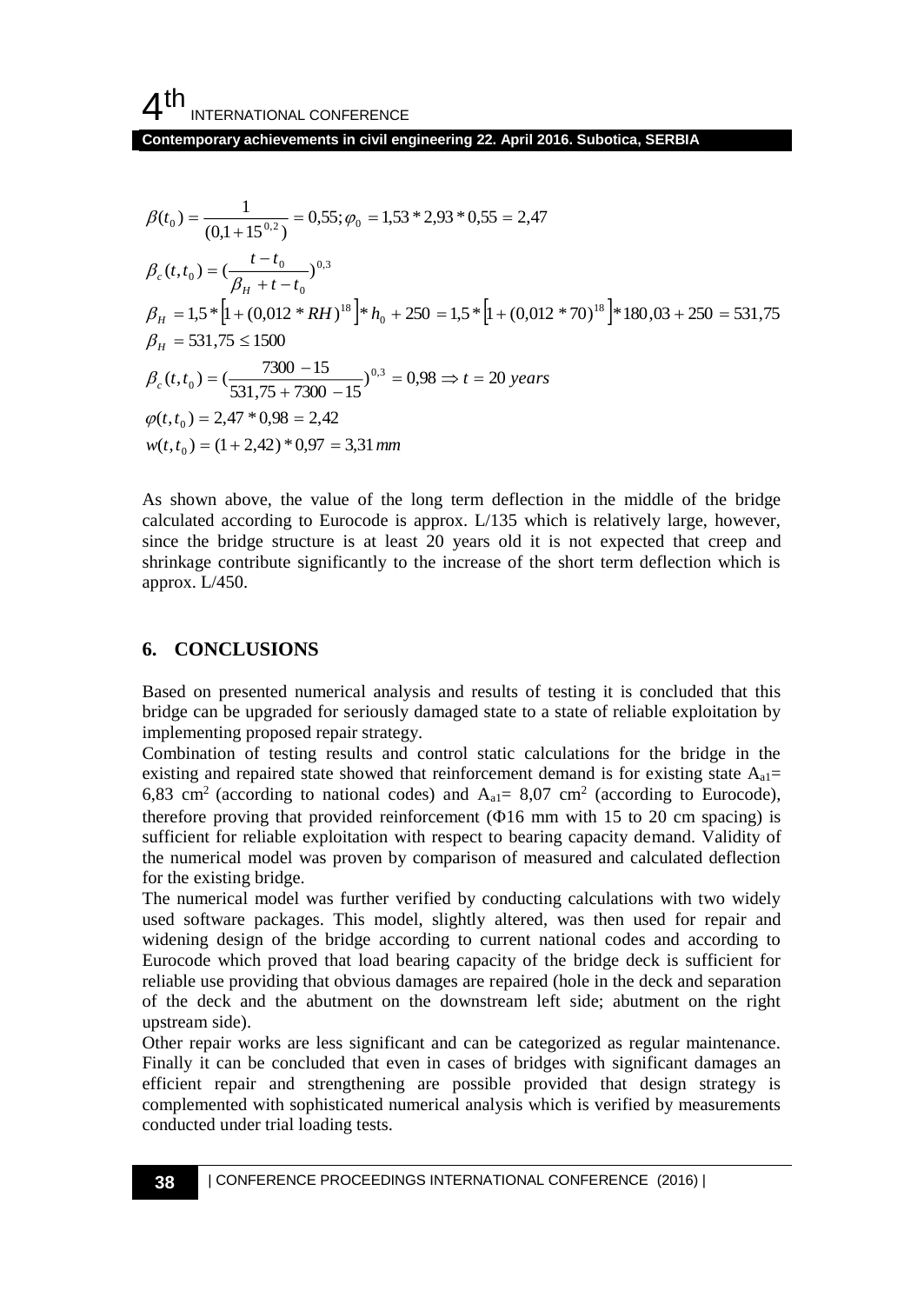$$\beta(t_0) = \frac{1}{(0{,}1 + 15^{0{,}2})} = 0{,}55; \varphi_0 = 1{,}53 * 2{,}93 * 0{,}55 = 2{,}47$$

$$\beta_c(t,t_0) = (\frac{t - t_0}{\beta_H + t - t_0})^{0{,}3}$$

$$\beta_H = 1{,}5 * \left[1 + (0{,}012 * RH)^{18}\right] * h_0 + 250 = 1{,}5 * \left[1 + (0{,}012 * 70)^{18}\right] * 180{,}03 + 250 = 531{,}75$$

$$\beta_H = 531{,}75 \leq 1500$$

$$\beta_c(t,t_0) = (\frac{7300 - 15}{531{,}75 + 7300 - 15})^{0{,}3} = 0{,}98 \Rightarrow t = 20 \; years$$

$$\varphi(t,t_0) = 2{,}47 * 0{,}98 = 2{,}42$$

$$w(t,t_0) = (1 + 2{,}42) * 0{,}97 = 3{,}31 \, mm$$

As shown above, the value of the long term deflection in the middle of the bridge calculated according to Eurocode is approx. L/135 which is relatively large, however, since the bridge structure is at least 20 years old it is not expected that creep and shrinkage contribute significantly to the increase of the short term deflection which is approx. L/450.

## 6. CONCLUSIONS

Based on presented numerical analysis and results of testing it is concluded that this bridge can be upgraded for seriously damaged state to a state of reliable exploitation by implementing proposed repair strategy.

Combination of testing results and control static calculations for the bridge in the existing and repaired state showed that reinforcement demand is for existing state $A_{a1}$= 6,83 cm$^2$ (according to national codes) and $A_{a1}$= 8,07 cm$^2$ (according to Eurocode), therefore proving that provided reinforcement (Φ16 mm with 15 to 20 cm spacing) is sufficient for reliable exploitation with respect to bearing capacity demand. Validity of the numerical model was proven by comparison of measured and calculated deflection for the existing bridge.

The numerical model was further verified by conducting calculations with two widely used software packages. This model, slightly altered, was then used for repair and widening design of the bridge according to current national codes and according to Eurocode which proved that load bearing capacity of the bridge deck is sufficient for reliable use providing that obvious damages are repaired (hole in the deck and separation of the deck and the abutment on the downstream left side; abutment on the right upstream side).

Other repair works are less significant and can be categorized as regular maintenance. Finally it can be concluded that even in cases of bridges with significant damages an efficient repair and strengthening are possible provided that design strategy is complemented with sophisticated numerical analysis which is verified by measurements conducted under trial loading tests.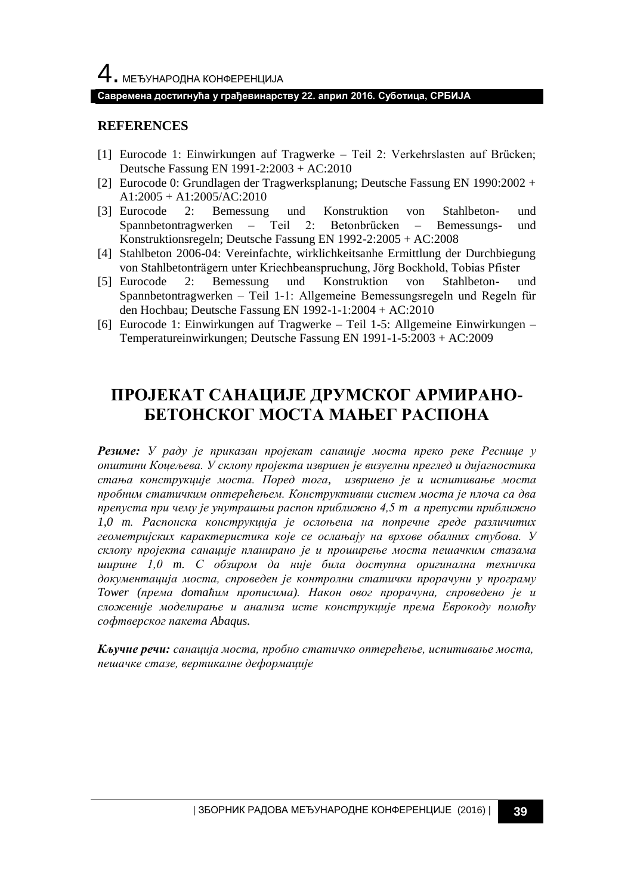## REFERENCES

[1] Eurocode 1: Einwirkungen auf Tragwerke – Teil 2: Verkehrslasten auf Brücken; Deutsche Fassung EN 1991-2:2003 + AC:2010

[2] Eurocode 0: Grundlagen der Tragwerksplanung; Deutsche Fassung EN 1990:2002 + A1:2005 + A1:2005/AC:2010

[3] Eurocode 2: Bemessung und Konstruktion von Stahlbeton- und Spannbetontragwerken – Teil 2: Betonbrücken – Bemessungs- und Konstruktionsregeln; Deutsche Fassung EN 1992-2:2005 + AC:2008

[4] Stahlbeton 2006-04: Vereinfachte, wirklichkeitsanhe Ermittlung der Durchbiegung von Stahlbetonträgern unter Kriechbeanspruchung, Jörg Bockhold, Tobias Pfister

[5] Eurocode 2: Bemessung und Konstruktion von Stahlbeton- und Spannbetontragwerken – Teil 1-1: Allgemeine Bemessungsregeln und Regeln für den Hochbau; Deutsche Fassung EN 1992-1-1:2004 + AC:2010

[6] Eurocode 1: Einwirkungen auf Tragwerke – Teil 1-5: Allgemeine Einwirkungen – Temperatureinwirkungen; Deutsche Fassung EN 1991-1-5:2003 + AC:2009

# ПРОЈЕКАТ САНАЦИЈЕ ДРУМСКОГ АРМИРАНО-БЕТОНСКОГ МОСТА МАЊЕГ РАСПОНА

***Резиме:*** *У раду је приказан пројекат санације моста преко реке Реснице у општини Коцељева. У склопу пројекта извршен је визуелни преглед и дијагностика стања конструкције моста. Поред тога, извршено је и испитивање моста пробним статичким оптерећењем. Конструктивни систем моста је плоча са два препуста при чему је унутрашњи распон приближно 4,5 m а препусти приближно 1,0 m. Распонска конструкција је ослоњена на попречне греде различитих геометријских карактеристика које се ослањају на врхове обалних стубова. У склопу пројекта санације планирано је и проширење моста пешачким стазама ширине 1,0 m. С обзиром да није била доступна оригинална техничка документација моста, спроведен је контролни статички прорачуни у програму Tower (према domaћим прописима). Након овог прорачуна, спроведено је и сложеније моделирање и анализа исте конструкције према Еврокоду помоћу софтверског пакета Abaqus.*

***Кључне речи:*** *санација моста, пробно статичко оптерећење, испитивање моста, пешачке стазе, вертикалне деформације*